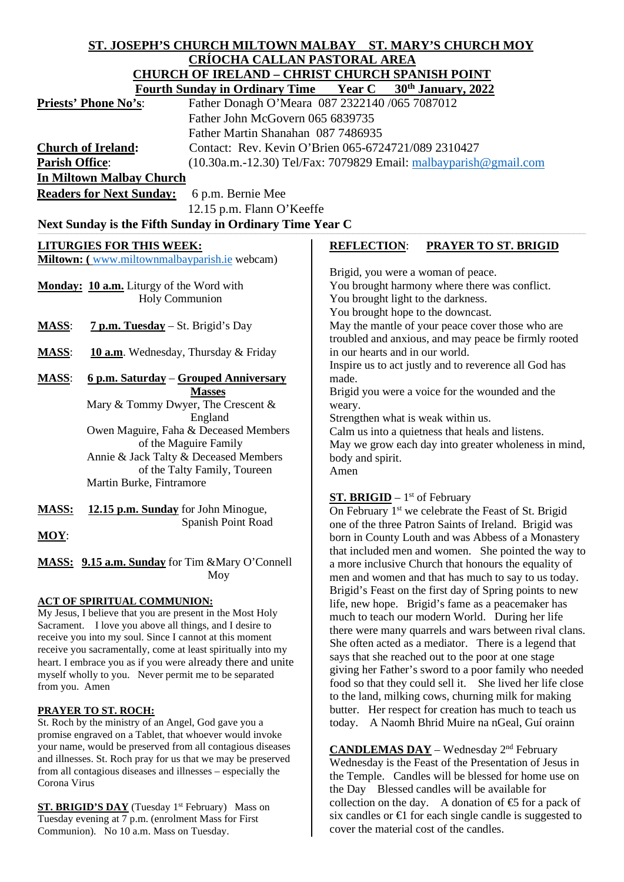# ST. JOSEPH'S CHURCH MILTOWN MALBAY ST. MARY'S CHURCH MOY
## CRÍOCHA CALLAN PASTORAL AREA
## CHURCH OF IRELAND – CHRIST CHURCH SPANISH POINT
### Fourth Sunday in Ordinary Time Year C 30th January, 2022

**Priests' Phone No's**: Father Donagh O'Meara 087 2322140 /065 7087012
Father John McGovern 065 6839735
Father Martin Shanahan 087 7486935

**Church of Ireland:** Contact: Rev. Kevin O'Brien 065-6724721/089 2310427

**Parish Office**: (10.30a.m.-12.30) Tel/Fax: 7079829 Email: malbayparish@gmail.com

**In Miltown Malbay Church**

**Readers for Next Sunday:** 6 p.m. Bernie Mee
12.15 p.m. Flann O'Keeffe

**Next Sunday is the Fifth Sunday in Ordinary Time Year C**

**LITURGIES FOR THIS WEEK:**

**Miltown: (** www.miltownmalbayparish.ie webcam)

**Monday: 10 a.m.** Liturgy of the Word with Holy Communion

**MASS**: **7 p.m. Tuesday** – St. Brigid's Day

**MASS**: **10 a.m**. Wednesday, Thursday & Friday

**MASS**: **6 p.m. Saturday** – **Grouped Anniversary Masses**
Mary & Tommy Dwyer, The Crescent & England
Owen Maguire, Faha & Deceased Members of the Maguire Family
Annie & Jack Talty & Deceased Members of the Talty Family, Toureen
Martin Burke, Fintramore

**MASS: 12.15 p.m. Sunday** for John Minogue, Spanish Point Road

**MOY**:

**MASS: 9.15 a.m. Sunday** for Tim &Mary O'Connell Moy

**ACT OF SPIRITUAL COMMUNION:**

My Jesus, I believe that you are present in the Most Holy Sacrament. I love you above all things, and I desire to receive you into my soul. Since I cannot at this moment receive you sacramentally, come at least spiritually into my heart. I embrace you as if you were already there and unite myself wholly to you. Never permit me to be separated from you. Amen

**PRAYER TO ST. ROCH:**

St. Roch by the ministry of an Angel, God gave you a promise engraved on a Tablet, that whoever would invoke your name, would be preserved from all contagious diseases and illnesses. St. Roch pray for us that we may be preserved from all contagious diseases and illnesses – especially the Corona Virus

**ST. BRIGID'S DAY** (Tuesday 1st February) Mass on Tuesday evening at 7 p.m. (enrolment Mass for First Communion). No 10 a.m. Mass on Tuesday.

**REFLECTION**: **PRAYER TO ST. BRIGID**

Brigid, you were a woman of peace.
You brought harmony where there was conflict.
You brought light to the darkness.
You brought hope to the downcast.
May the mantle of your peace cover those who are troubled and anxious, and may peace be firmly rooted in our hearts and in our world.
Inspire us to act justly and to reverence all God has made.
Brigid you were a voice for the wounded and the weary.
Strengthen what is weak within us.
Calm us into a quietness that heals and listens.
May we grow each day into greater wholeness in mind, body and spirit.
Amen

**ST. BRIGID** – 1st of February

On February 1st we celebrate the Feast of St. Brigid one of the three Patron Saints of Ireland. Brigid was born in County Louth and was Abbess of a Monastery that included men and women. She pointed the way to a more inclusive Church that honours the equality of men and women and that has much to say to us today. Brigid's Feast on the first day of Spring points to new life, new hope. Brigid's fame as a peacemaker has much to teach our modern World. During her life there were many quarrels and wars between rival clans. She often acted as a mediator. There is a legend that says that she reached out to the poor at one stage giving her Father's sword to a poor family who needed food so that they could sell it. She lived her life close to the land, milking cows, churning milk for making butter. Her respect for creation has much to teach us today. A Naomh Bhrid Muire na nGeal, Guí orainn

**CANDLEMAS DAY** – Wednesday 2nd February

Wednesday is the Feast of the Presentation of Jesus in the Temple. Candles will be blessed for home use on the Day Blessed candles will be available for collection on the day. A donation of €5 for a pack of six candles or €1 for each single candle is suggested to cover the material cost of the candles.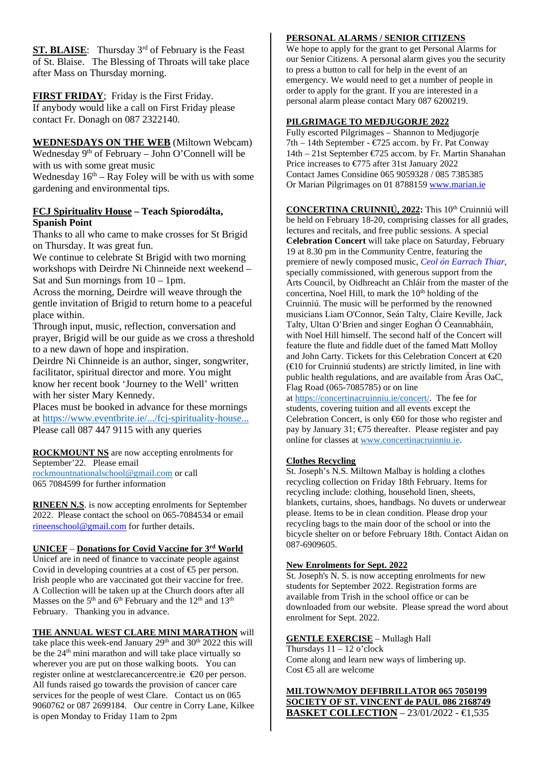**ST. BLAISE**: Thursday 3rd of February is the Feast of St. Blaise. The Blessing of Throats will take place after Mass on Thursday morning.

**FIRST FRIDAY**; Friday is the First Friday. If anybody would like a call on First Friday please contact Fr. Donagh on 087 2322140.

**WEDNESDAYS ON THE WEB** (Miltown Webcam)
Wednesday 9th of February – John O'Connell will be with us with some great music
Wednesday 16th – Ray Foley will be with us with some gardening and environmental tips.

**FCJ Spirituality House – Teach Spiorodálta, Spanish Point**

Thanks to all who came to make crosses for St Brigid on Thursday. It was great fun.

We continue to celebrate St Brigid with two morning workshops with Deirdre Ni Chinneide next weekend – Sat and Sun mornings from 10 – 1pm.

Across the morning, Deirdre will weave through the gentle invitation of Brigid to return home to a peaceful place within.

Through input, music, reflection, conversation and prayer, Brigid will be our guide as we cross a threshold to a new dawn of hope and inspiration.

Deirdre Ni Chinneide is an author, singer, songwriter, facilitator, spiritual director and more. You might know her recent book 'Journey to the Well' written with her sister Mary Kennedy.

Places must be booked in advance for these mornings at https://www.eventbrite.ie/.../fcj-spirituality-house...
Please call 087 447 9115 with any queries

**ROCKMOUNT NS** are now accepting enrolments for September'22. Please email rockmountnationalschool@gmail.com or call 065 7084599 for further information

**RINEEN N.S**. is now accepting enrolments for September 2022. Please contact the school on 065-7084534 or email rineenschool@gmail.com for further details.

**UNICEF – Donations for Covid Vaccine for 3rd World**

Unicef are in need of finance to vaccinate people against Covid in developing countries at a cost of €5 per person. Irish people who are vaccinated got their vaccine for free. A Collection will be taken up at the Church doors after all Masses on the 5th and 6th February and the 12th and 13th February. Thanking you in advance.

**THE ANNUAL WEST CLARE MINI MARATHON** will take place this week-end January 29th and 30th 2022 this will be the 24th mini marathon and will take place virtually so wherever you are put on those walking boots. You can register online at westclarecancercentre.ie €20 per person. All funds raised go towards the provision of cancer care services for the people of west Clare. Contact us on 065 9060762 or 087 2699184. Our centre in Corry Lane, Kilkee is open Monday to Friday 11am to 2pm

**PERSONAL ALARMS / SENIOR CITIZENS**

We hope to apply for the grant to get Personal Alarms for our Senior Citizens. A personal alarm gives you the security to press a button to call for help in the event of an emergency. We would need to get a number of people in order to apply for the grant. If you are interested in a personal alarm please contact Mary 087 6200219.

**PILGRIMAGE TO MEDJUGORJE 2022**

Fully escorted Pilgrimages – Shannon to Medjugorje
7th – 14th September - €725 accom. by Fr. Pat Conway
14th – 21st September €725 accom. by Fr. Martin Shanahan
Price increases to €775 after 31st January 2022
Contact James Considine 065 9059328 / 085 7385385
Or Marian Pilgrimages on 01 8788159 www.marian.ie

**CONCERTINA CRUINNIÚ, 2022:** This 10th Cruinniú will be held on February 18-20, comprising classes for all grades, lectures and recitals, and free public sessions. A special **Celebration Concert** will take place on Saturday, February 19 at 8.30 pm in the Community Centre, featuring the premiere of newly composed music, *Ceol ón Earrach Thiar*, specially commissioned, with generous support from the Arts Council, by Oidhreacht an Chláir from the master of the concertina, Noel Hill, to mark the 10th holding of the Cruinniú. The music will be performed by the renowned musicians Liam O'Connor, Seán Talty, Claire Keville, Jack Talty, Ultan O'Brien and singer Eoghan Ó Ceannabháin, with Noel Hill himself. The second half of the Concert will feature the flute and fiddle duet of the famed Matt Molloy and John Carty. Tickets for this Celebration Concert at €20 (€10 for Cruinniú students) are strictly limited, in line with public health regulations, and are available from Áras OaC, Flag Road (065-7085785) or on line at https://concertinacruinniu.ie/concert/. The fee for students, covering tuition and all events except the Celebration Concert, is only €60 for those who register and pay by January 31; €75 thereafter. Please register and pay online for classes at www.concertinacruinniu.ie.

**Clothes Recycling**

St. Joseph's N.S. Miltown Malbay is holding a clothes recycling collection on Friday 18th February. Items for recycling include: clothing, household linen, sheets, blankets, curtains, shoes, handbags. No duvets or underwear please. Items to be in clean condition. Please drop your recycling bags to the main door of the school or into the bicycle shelter on or before February 18th. Contact Aidan on 087-6909605.

**New Enrolments for Sept. 2022**

St. Joseph's N. S. is now accepting enrolments for new students for September 2022. Registration forms are available from Trish in the school office or can be downloaded from our website. Please spread the word about enrolment for Sept. 2022.

**GENTLE EXERCISE** – Mullagh Hall
Thursdays 11 – 12 o'clock
Come along and learn new ways of limbering up.
Cost €5 all are welcome

**MILTOWN/MOY DEFIBRILLATOR 065 7050199**
**SOCIETY OF ST. VINCENT de PAUL 086 2168749**
**BASKET COLLECTION** – 23/01/2022 - €1,535